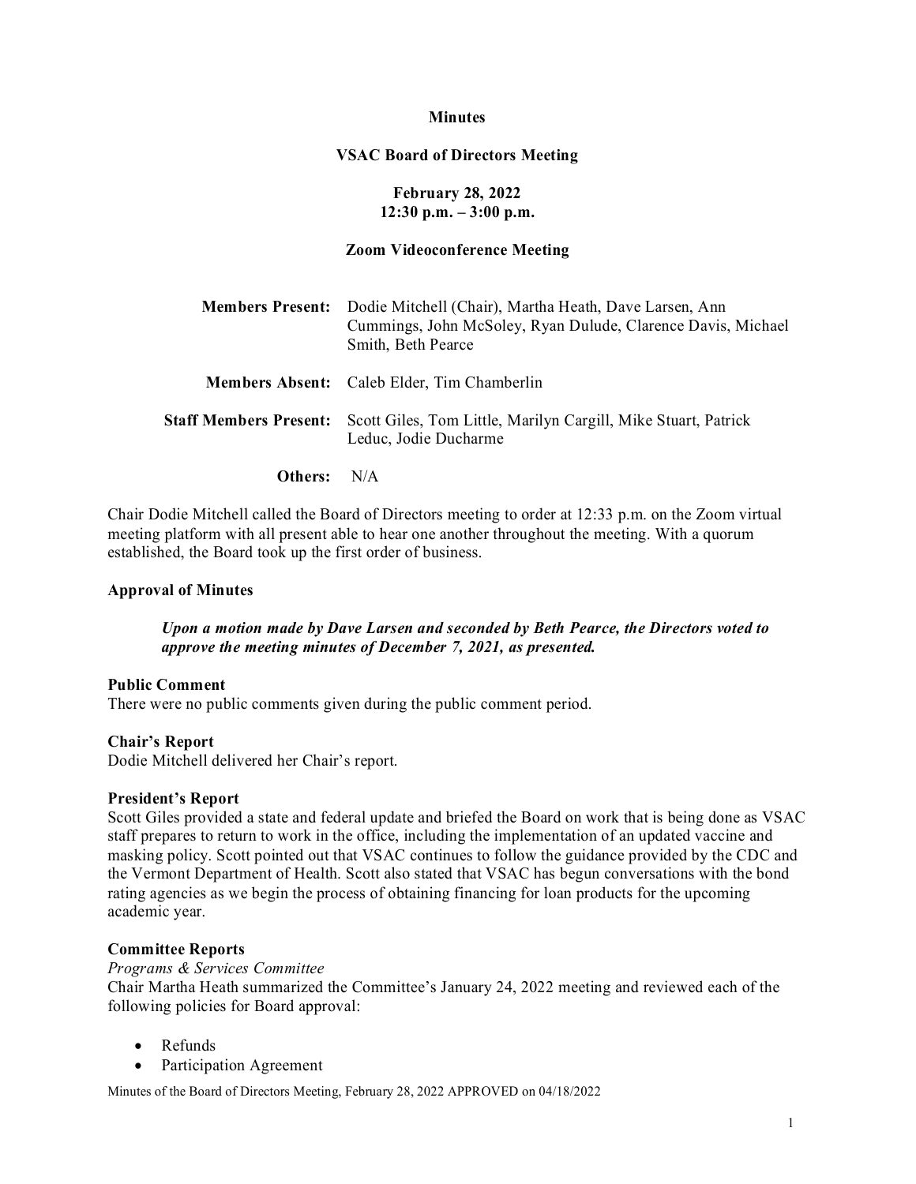# Minutes

## VSAC Board of Directors Meeting

**February 28, 2022**
**12:30 p.m. – 3:00 p.m.**

**Zoom Videoconference Meeting**

**Members Present:** Dodie Mitchell (Chair), Martha Heath, Dave Larsen, Ann Cummings, John McSoley, Ryan Dulude, Clarence Davis, Michael Smith, Beth Pearce

**Members Absent:** Caleb Elder, Tim Chamberlin

**Staff Members Present:** Scott Giles, Tom Little, Marilyn Cargill, Mike Stuart, Patrick Leduc, Jodie Ducharme

**Others:** N/A

Chair Dodie Mitchell called the Board of Directors meeting to order at 12:33 p.m. on the Zoom virtual meeting platform with all present able to hear one another throughout the meeting. With a quorum established, the Board took up the first order of business.

**Approval of Minutes**

> ***Upon a motion made by Dave Larsen and seconded by Beth Pearce, the Directors voted to approve the meeting minutes of December 7, 2021, as presented.***

**Public Comment**
There were no public comments given during the public comment period.

**Chair's Report**
Dodie Mitchell delivered her Chair's report.

**President's Report**
Scott Giles provided a state and federal update and briefed the Board on work that is being done as VSAC staff prepares to return to work in the office, including the implementation of an updated vaccine and masking policy. Scott pointed out that VSAC continues to follow the guidance provided by the CDC and the Vermont Department of Health. Scott also stated that VSAC has begun conversations with the bond rating agencies as we begin the process of obtaining financing for loan products for the upcoming academic year.

**Committee Reports**
*Programs & Services Committee*
Chair Martha Heath summarized the Committee's January 24, 2022 meeting and reviewed each of the following policies for Board approval:

- Refunds
- Participation Agreement

Minutes of the Board of Directors Meeting, February 28, 2022 APPROVED on 04/18/2022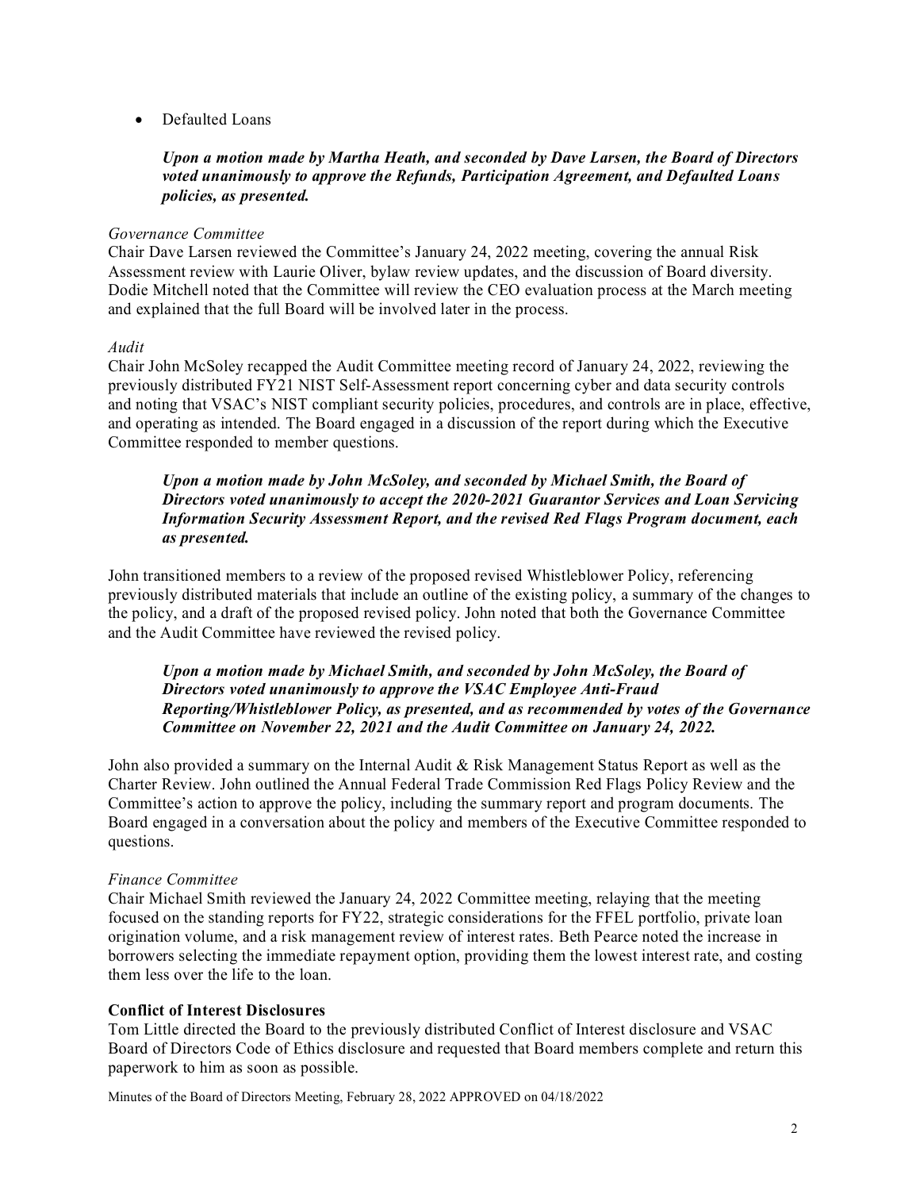- Defaulted Loans

***Upon a motion made by Martha Heath, and seconded by Dave Larsen, the Board of Directors voted unanimously to approve the Refunds, Participation Agreement, and Defaulted Loans policies, as presented.***

*Governance Committee*
Chair Dave Larsen reviewed the Committee's January 24, 2022 meeting, covering the annual Risk Assessment review with Laurie Oliver, bylaw review updates, and the discussion of Board diversity. Dodie Mitchell noted that the Committee will review the CEO evaluation process at the March meeting and explained that the full Board will be involved later in the process.

*Audit*
Chair John McSoley recapped the Audit Committee meeting record of January 24, 2022, reviewing the previously distributed FY21 NIST Self-Assessment report concerning cyber and data security controls and noting that VSAC's NIST compliant security policies, procedures, and controls are in place, effective, and operating as intended. The Board engaged in a discussion of the report during which the Executive Committee responded to member questions.

***Upon a motion made by John McSoley, and seconded by Michael Smith, the Board of Directors voted unanimously to accept the 2020-2021 Guarantor Services and Loan Servicing Information Security Assessment Report, and the revised Red Flags Program document, each as presented.***

John transitioned members to a review of the proposed revised Whistleblower Policy, referencing previously distributed materials that include an outline of the existing policy, a summary of the changes to the policy, and a draft of the proposed revised policy. John noted that both the Governance Committee and the Audit Committee have reviewed the revised policy.

***Upon a motion made by Michael Smith, and seconded by John McSoley, the Board of Directors voted unanimously to approve the VSAC Employee Anti-Fraud Reporting/Whistleblower Policy, as presented, and as recommended by votes of the Governance Committee on November 22, 2021 and the Audit Committee on January 24, 2022.***

John also provided a summary on the Internal Audit & Risk Management Status Report as well as the Charter Review. John outlined the Annual Federal Trade Commission Red Flags Policy Review and the Committee's action to approve the policy, including the summary report and program documents. The Board engaged in a conversation about the policy and members of the Executive Committee responded to questions.

*Finance Committee*
Chair Michael Smith reviewed the January 24, 2022 Committee meeting, relaying that the meeting focused on the standing reports for FY22, strategic considerations for the FFEL portfolio, private loan origination volume, and a risk management review of interest rates. Beth Pearce noted the increase in borrowers selecting the immediate repayment option, providing them the lowest interest rate, and costing them less over the life to the loan.

**Conflict of Interest Disclosures**
Tom Little directed the Board to the previously distributed Conflict of Interest disclosure and VSAC Board of Directors Code of Ethics disclosure and requested that Board members complete and return this paperwork to him as soon as possible.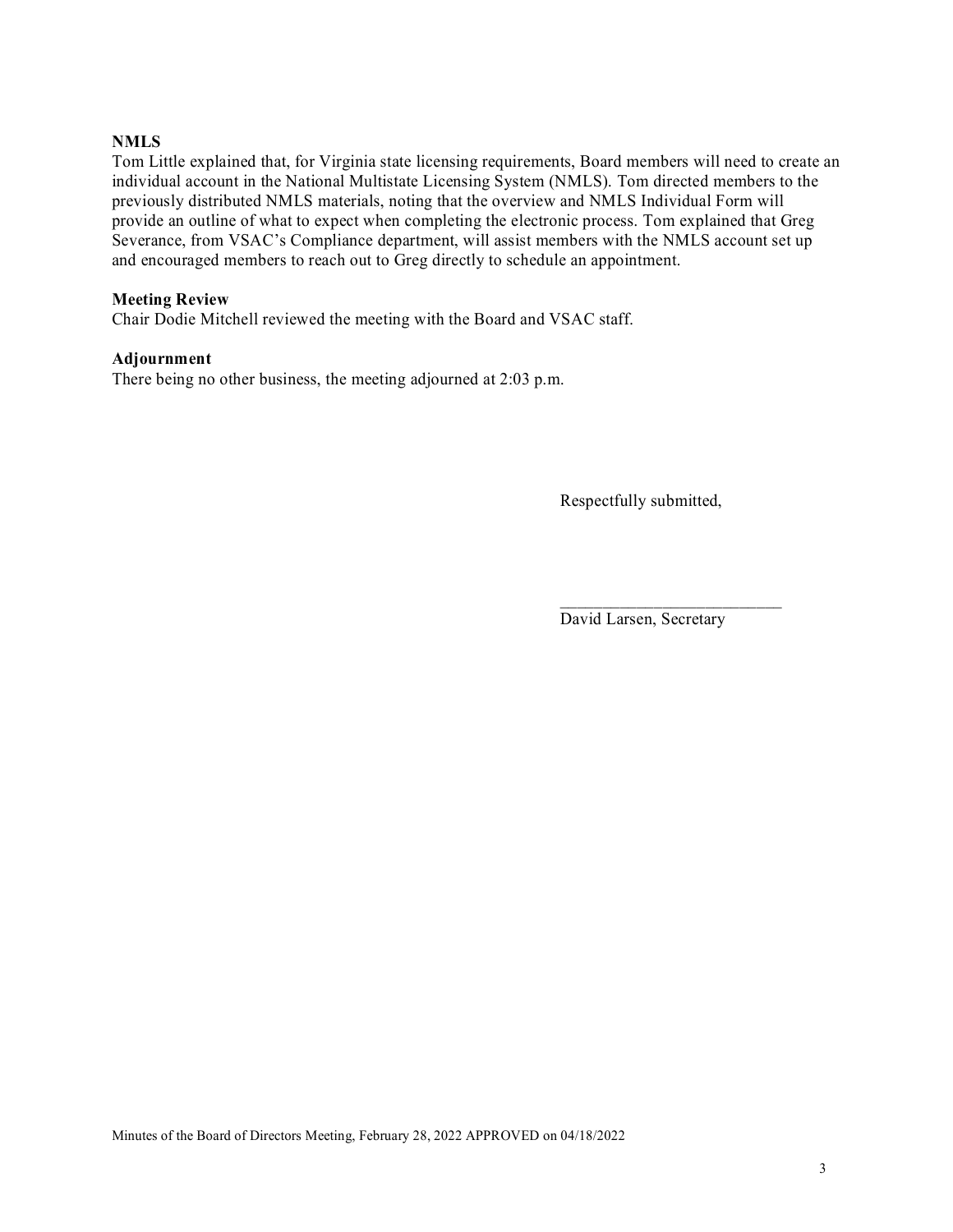**NMLS**

Tom Little explained that, for Virginia state licensing requirements, Board members will need to create an individual account in the National Multistate Licensing System (NMLS). Tom directed members to the previously distributed NMLS materials, noting that the overview and NMLS Individual Form will provide an outline of what to expect when completing the electronic process. Tom explained that Greg Severance, from VSAC's Compliance department, will assist members with the NMLS account set up and encouraged members to reach out to Greg directly to schedule an appointment.

**Meeting Review**

Chair Dodie Mitchell reviewed the meeting with the Board and VSAC staff.

**Adjournment**

There being no other business, the meeting adjourned at 2:03 p.m.

Respectfully submitted,

___________________________

David Larsen, Secretary

Minutes of the Board of Directors Meeting, February 28, 2022 APPROVED on 04/18/2022